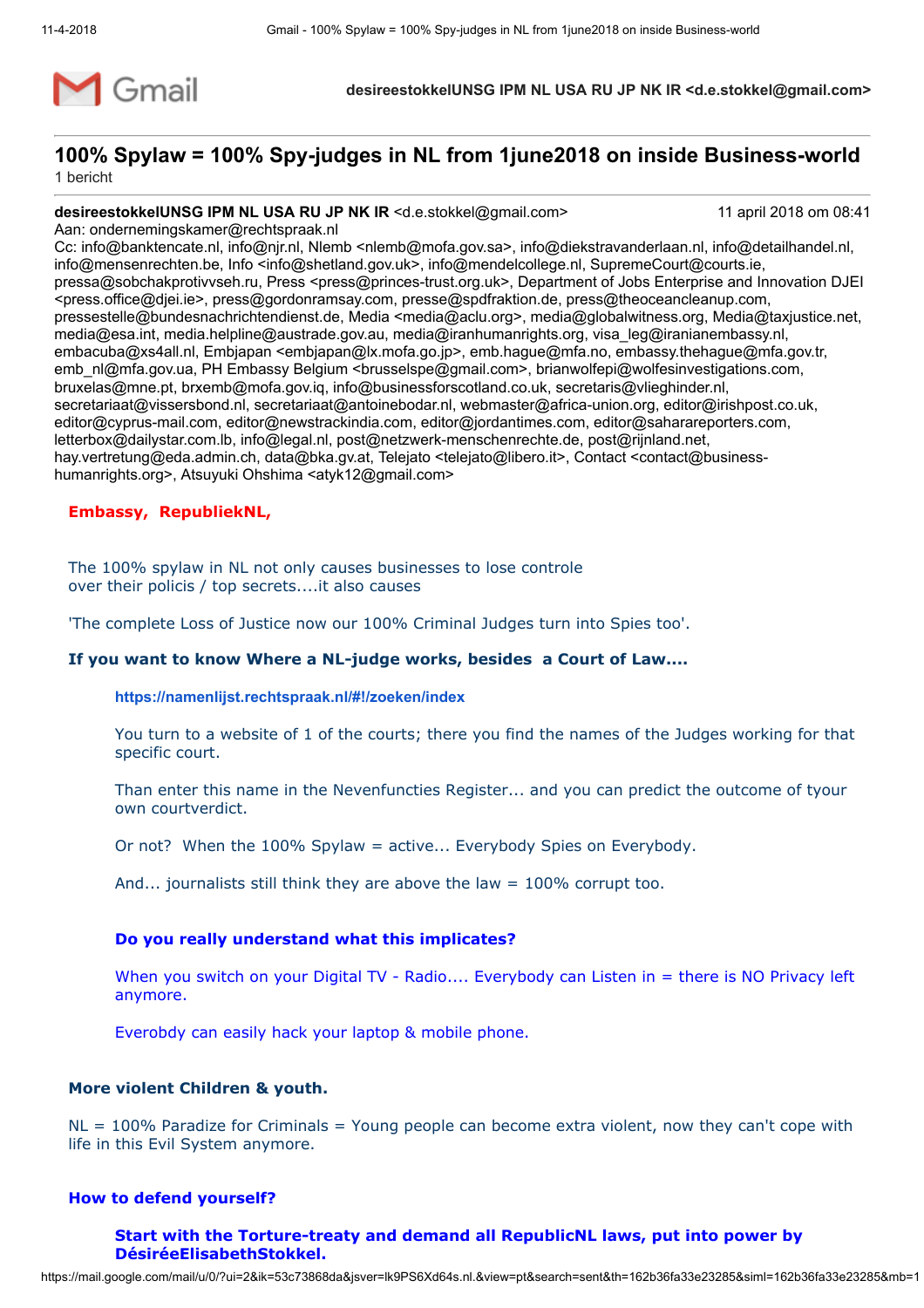Gmail

**desireestokkelUNSG IPM NL USA RU JP NK IR <d.e.stokkel@gmail.com>**

## 100% Spylaw = 100% Spy-judges in NL from 1june2018 on inside Business-world

1 bericht

**desireestokkelUNSG IPM NL USA RU JP NK IR** <d.e.stokkel@gmail.com> 11 april 2018 om 08:41

Aan: ondernemingskamer@rechtspraak.nl

Cc: info@banktencate.nl, info@njr.nl, Nlemb <nlemb@mofa.gov.sa>, info@diekstravanderlaan.nl, info@detailhandel.nl, info@mensenrechten.be, Info <info@shetland.gov.uk>, info@mendelcollege.nl, SupremeCourt@courts.ie, pressa@sobchakprotivvseh.ru, Press <press@princes-trust.org.uk>, Department of Jobs Enterprise and Innovation DJEI <press.office@djei.ie>, press@gordonramsay.com, presse@spdfraktion.de, press@theoceancleanup.com, pressestelle@bundesnachrichtendienst.de, Media <media@aclu.org>, media@globalwitness.org, Media@taxjustice.net, media@esa.int, media.helpline@austrade.gov.au, media@iranhumanrights.org, visa_leg@iranianembassy.nl, embacuba@xs4all.nl, Embjapan <embjapan@lx.mofa.go.jp>, emb.hague@mfa.no, embassy.thehague@mfa.gov.tr, emb_nl@mfa.gov.ua, PH Embassy Belgium <brusselspe@gmail.com>, brianwolfepi@wolfesinvestigations.com, bruxelas@mne.pt, brxemb@mofa.gov.iq, info@businessforscotland.co.uk, secretaris@vlieghinder.nl, secretariaat@vissersbond.nl, secretariaat@antoinebodar.nl, webmaster@africa-union.org, editor@irishpost.co.uk, editor@cyprus-mail.com, editor@newstrackindia.com, editor@jordantimes.com, editor@saharareporters.com, letterbox@dailystar.com.lb, info@legal.nl, post@netzwerk-menschenrechte.de, post@rijnland.net, hay.vertretung@eda.admin.ch, data@bka.gv.at, Telejato <telejato@libero.it>, Contact <contact@business-humanrights.org>, Atsuyuki Ohshima <atyk12@gmail.com>

**Embassy, RepubliekNL,**

The 100% spylaw in NL not only causes businesses to lose controle over their policis / top secrets....it also causes

'The complete Loss of Justice now our 100% Criminal Judges turn into Spies too'.

**If you want to know Where a NL-judge works, besides a Court of Law....**

> **https://namenlijst.rechtspraak.nl/#!/zoeken/index**
>
> You turn to a website of 1 of the courts; there you find the names of the Judges working for that specific court.
>
> Than enter this name in the Nevenfuncties Register... and you can predict the outcome of tyour own courtverdict.
>
> Or not? When the 100% Spylaw = active... Everybody Spies on Everybody.
>
> And... journalists still think they are above the law = 100% corrupt too.
>
> **Do you really understand what this implicates?**
>
> When you switch on your Digital TV - Radio.... Everybody can Listen in = there is NO Privacy left anymore.
>
> Everobdy can easily hack your laptop & mobile phone.

**More violent Children & youth.**

NL = 100% Paradize for Criminals = Young people can become extra violent, now they can't cope with life in this Evil System anymore.

**How to defend yourself?**

> **Start with the Torture-treaty and demand all RepublicNL laws, put into power by DésiréeElisabethStokkel.**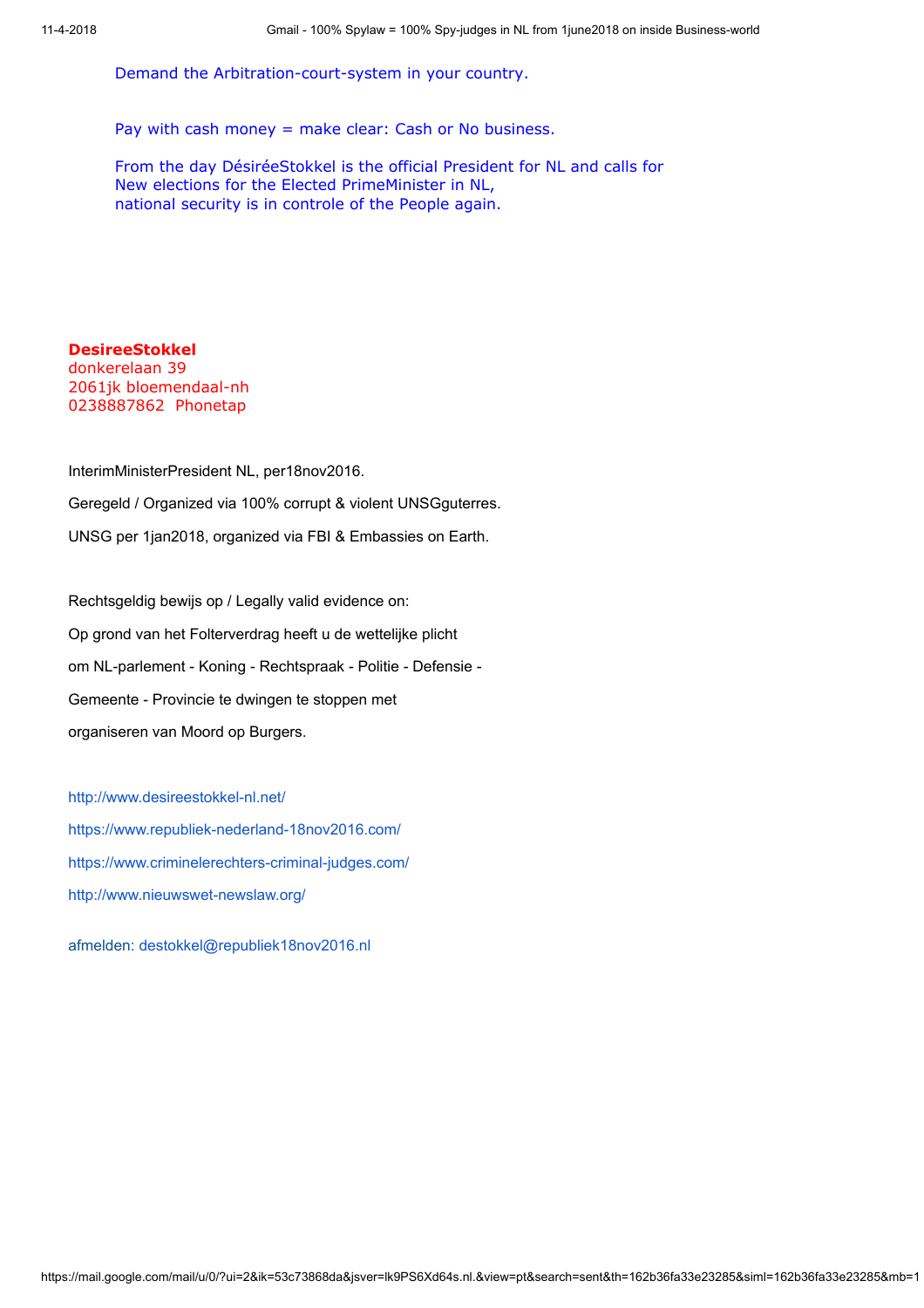Demand the Arbitration-court-system in your country.

Pay with cash money = make clear: Cash or No business.

From the day DésiréeStokkel is the official President for NL and calls for
New elections for the Elected PrimeMinister in NL,
national security is in controle of the People again.

**DesireeStokkel**
donkerelaan 39
2061jk bloemendaal-nh
0238887862  Phonetap

InterimMinisterPresident NL, per18nov2016.

Geregeld / Organized via 100% corrupt & violent UNSGguterres.

UNSG per 1jan2018, organized via FBI & Embassies on Earth.

Rechtsgeldig bewijs op / Legally valid evidence on:

Op grond van het Folterverdrag heeft u de wettelijke plicht

om NL-parlement - Koning - Rechtspraak - Politie - Defensie -

Gemeente - Provincie te dwingen te stoppen met

organiseren van Moord op Burgers.

http://www.desireestokkel-nl.net/

https://www.republiek-nederland-18nov2016.com/

https://www.criminelerechters-criminal-judges.com/

http://www.nieuwswet-newslaw.org/

afmelden: destokkel@republiek18nov2016.nl